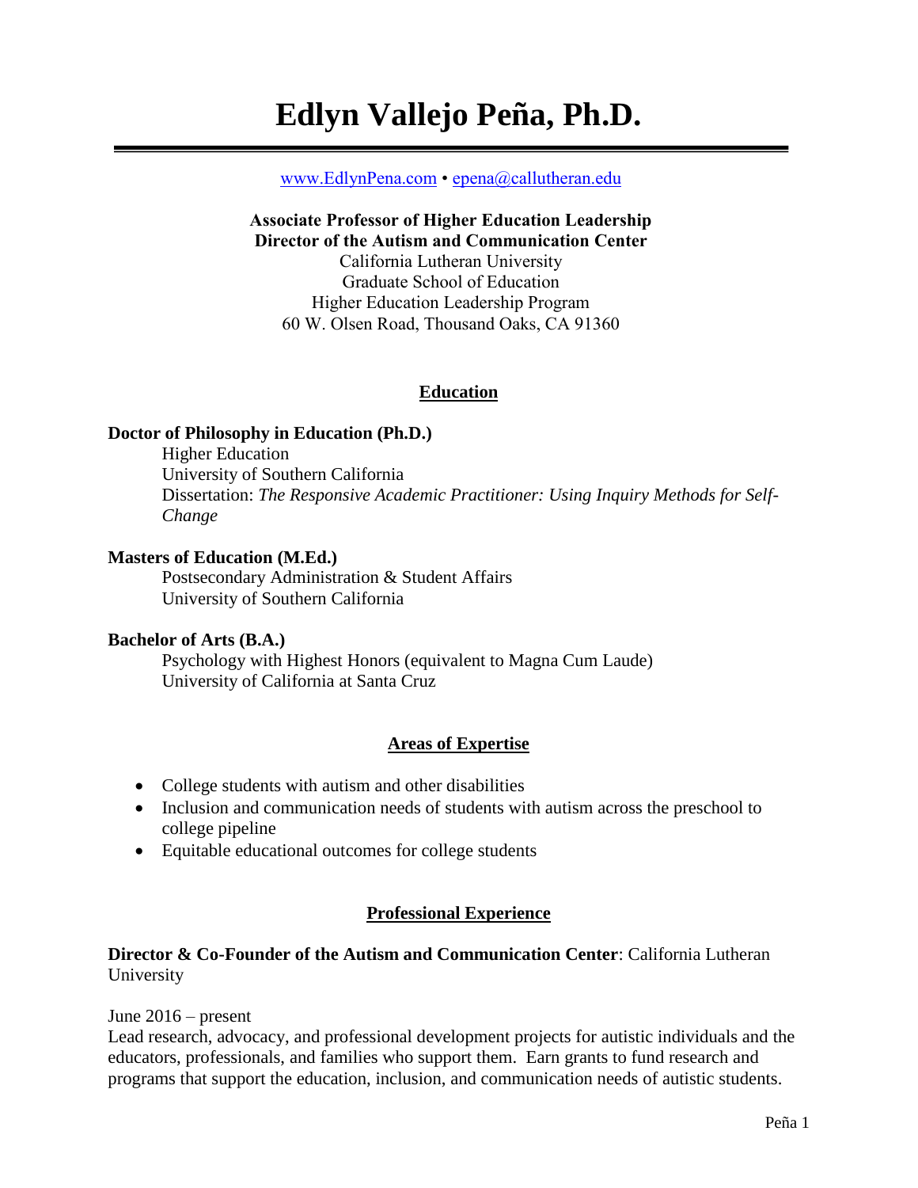# Edlyn Vallejo Peña, Ph.D.

www.EdlynPena.com • epena@callutheran.edu

**Associate Professor of Higher Education Leadership**
**Director of the Autism and Communication Center**
California Lutheran University
Graduate School of Education
Higher Education Leadership Program
60 W. Olsen Road, Thousand Oaks, CA 91360

## Education

**Doctor of Philosophy in Education (Ph.D.)**
Higher Education
University of Southern California
Dissertation: *The Responsive Academic Practitioner: Using Inquiry Methods for Self-Change*

**Masters of Education (M.Ed.)**
Postsecondary Administration & Student Affairs
University of Southern California

**Bachelor of Arts (B.A.)**
Psychology with Highest Honors (equivalent to Magna Cum Laude)
University of California at Santa Cruz

## Areas of Expertise

- College students with autism and other disabilities
- Inclusion and communication needs of students with autism across the preschool to college pipeline
- Equitable educational outcomes for college students

## Professional Experience

**Director & Co-Founder of the Autism and Communication Center**: California Lutheran University

June 2016 – present
Lead research, advocacy, and professional development projects for autistic individuals and the educators, professionals, and families who support them. Earn grants to fund research and programs that support the education, inclusion, and communication needs of autistic students.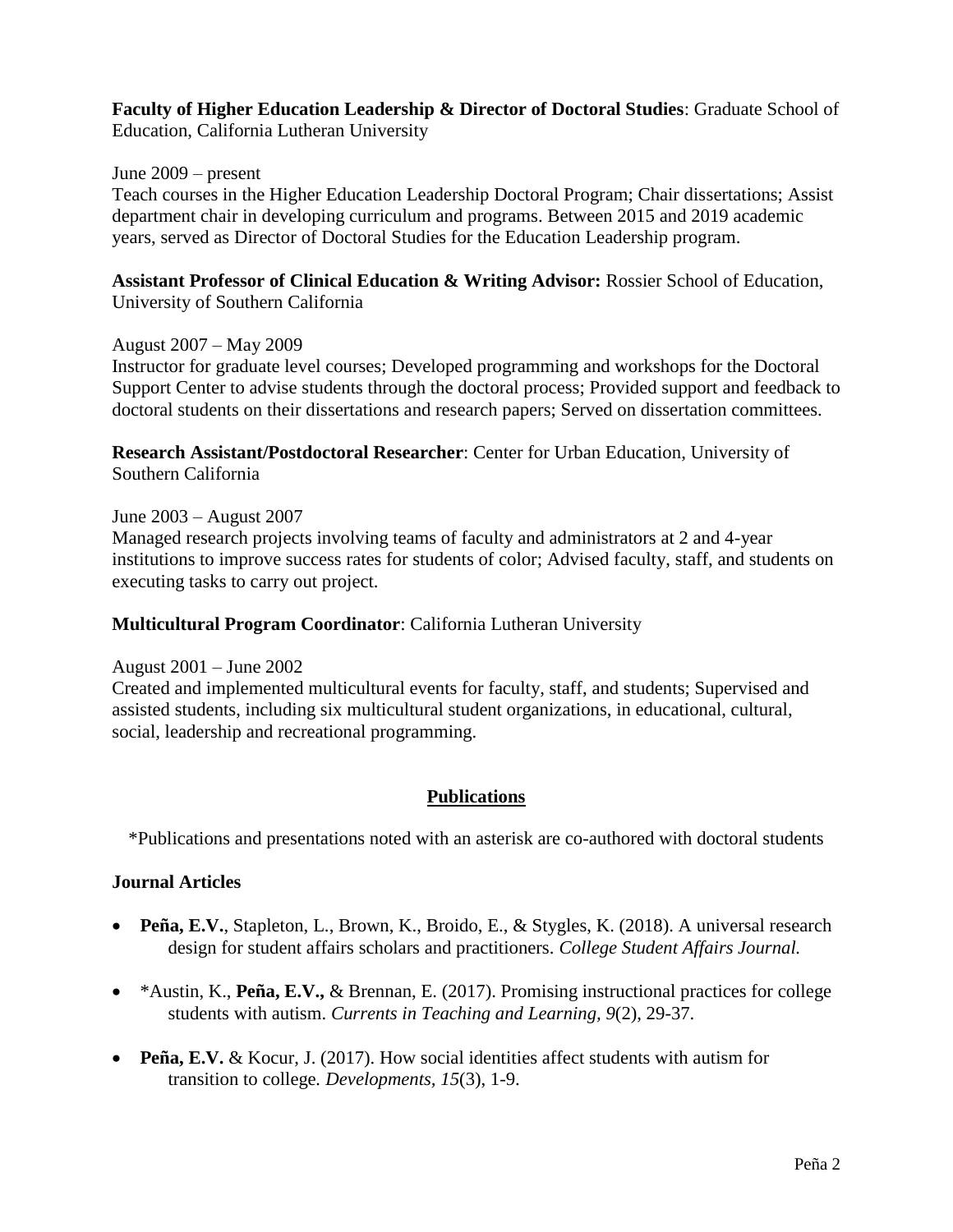**Faculty of Higher Education Leadership & Director of Doctoral Studies**: Graduate School of Education, California Lutheran University

June 2009 – present
Teach courses in the Higher Education Leadership Doctoral Program; Chair dissertations; Assist department chair in developing curriculum and programs. Between 2015 and 2019 academic years, served as Director of Doctoral Studies for the Education Leadership program.

**Assistant Professor of Clinical Education & Writing Advisor:** Rossier School of Education, University of Southern California

August 2007 – May 2009
Instructor for graduate level courses; Developed programming and workshops for the Doctoral Support Center to advise students through the doctoral process; Provided support and feedback to doctoral students on their dissertations and research papers; Served on dissertation committees.

**Research Assistant/Postdoctoral Researcher**: Center for Urban Education, University of Southern California

June 2003 – August 2007
Managed research projects involving teams of faculty and administrators at 2 and 4-year institutions to improve success rates for students of color; Advised faculty, staff, and students on executing tasks to carry out project.

**Multicultural Program Coordinator**: California Lutheran University

August 2001 – June 2002
Created and implemented multicultural events for faculty, staff, and students; Supervised and assisted students, including six multicultural student organizations, in educational, cultural, social, leadership and recreational programming.

## Publications

*Publications and presentations noted with an asterisk are co-authored with doctoral students

### Journal Articles

- **Peña, E.V.**, Stapleton, L., Brown, K., Broido, E., & Stygles, K. (2018). A universal research design for student affairs scholars and practitioners. *College Student Affairs Journal.*
- *Austin, K., **Peña, E.V.,** & Brennan, E. (2017). Promising instructional practices for college students with autism. *Currents in Teaching and Learning, 9*(2), 29-37.
- **Peña, E.V.** & Kocur, J. (2017). How social identities affect students with autism for transition to college. *Developments, 15*(3), 1-9.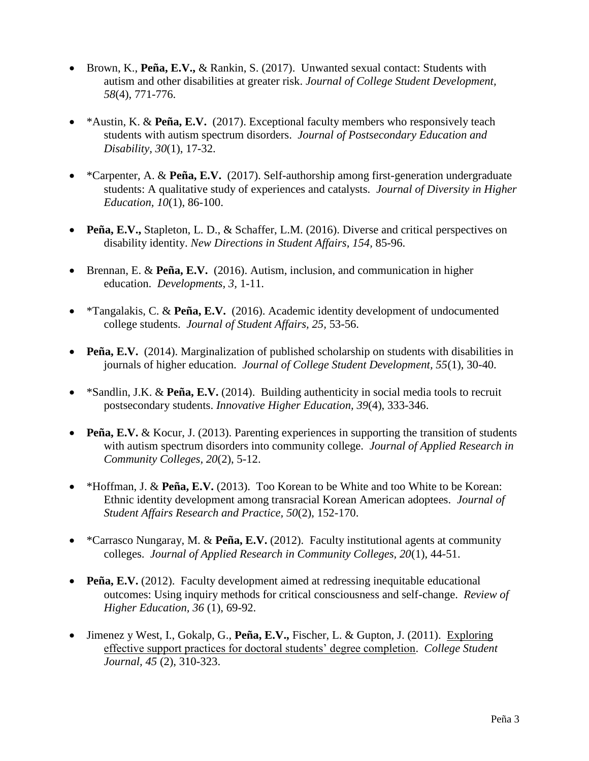- Brown, K., **Peña, E.V.,** & Rankin, S. (2017). Unwanted sexual contact: Students with autism and other disabilities at greater risk. *Journal of College Student Development, 58*(4), 771-776.

- *Austin, K. & **Peña, E.V.** (2017). Exceptional faculty members who responsively teach students with autism spectrum disorders. *Journal of Postsecondary Education and Disability, 30*(1), 17-32.

- *Carpenter, A. & **Peña, E.V.** (2017). Self-authorship among first-generation undergraduate students: A qualitative study of experiences and catalysts. *Journal of Diversity in Higher Education, 10*(1), 86-100.

- **Peña, E.V.,** Stapleton, L. D., & Schaffer, L.M. (2016). Diverse and critical perspectives on disability identity. *New Directions in Student Affairs, 154*, 85-96.

- Brennan, E. & **Peña, E.V.** (2016). Autism, inclusion, and communication in higher education. *Developments, 3*, 1-11.

- *Tangalakis, C. & **Peña, E.V.** (2016). Academic identity development of undocumented college students. *Journal of Student Affairs, 25*, 53-56.

- **Peña, E.V.** (2014). Marginalization of published scholarship on students with disabilities in journals of higher education. *Journal of College Student Development, 55*(1), 30-40.

- *Sandlin, J.K. & **Peña, E.V.** (2014). Building authenticity in social media tools to recruit postsecondary students. *Innovative Higher Education, 39*(4), 333-346.

- **Peña, E.V.** & Kocur, J. (2013). Parenting experiences in supporting the transition of students with autism spectrum disorders into community college. *Journal of Applied Research in Community Colleges, 20*(2), 5-12.

- *Hoffman, J. & **Peña, E.V.** (2013). Too Korean to be White and too White to be Korean: Ethnic identity development among transracial Korean American adoptees. *Journal of Student Affairs Research and Practice, 50*(2), 152-170.

- *Carrasco Nungaray, M. & **Peña, E.V.** (2012). Faculty institutional agents at community colleges. *Journal of Applied Research in Community Colleges, 20*(1), 44-51.

- **Peña, E.V.** (2012). Faculty development aimed at redressing inequitable educational outcomes: Using inquiry methods for critical consciousness and self-change. *Review of Higher Education, 36* (1), 69-92.

- Jimenez y West, I., Gokalp, G., **Peña, E.V.,** Fischer, L. & Gupton, J. (2011). Exploring effective support practices for doctoral students' degree completion. *College Student Journal, 45* (2), 310-323.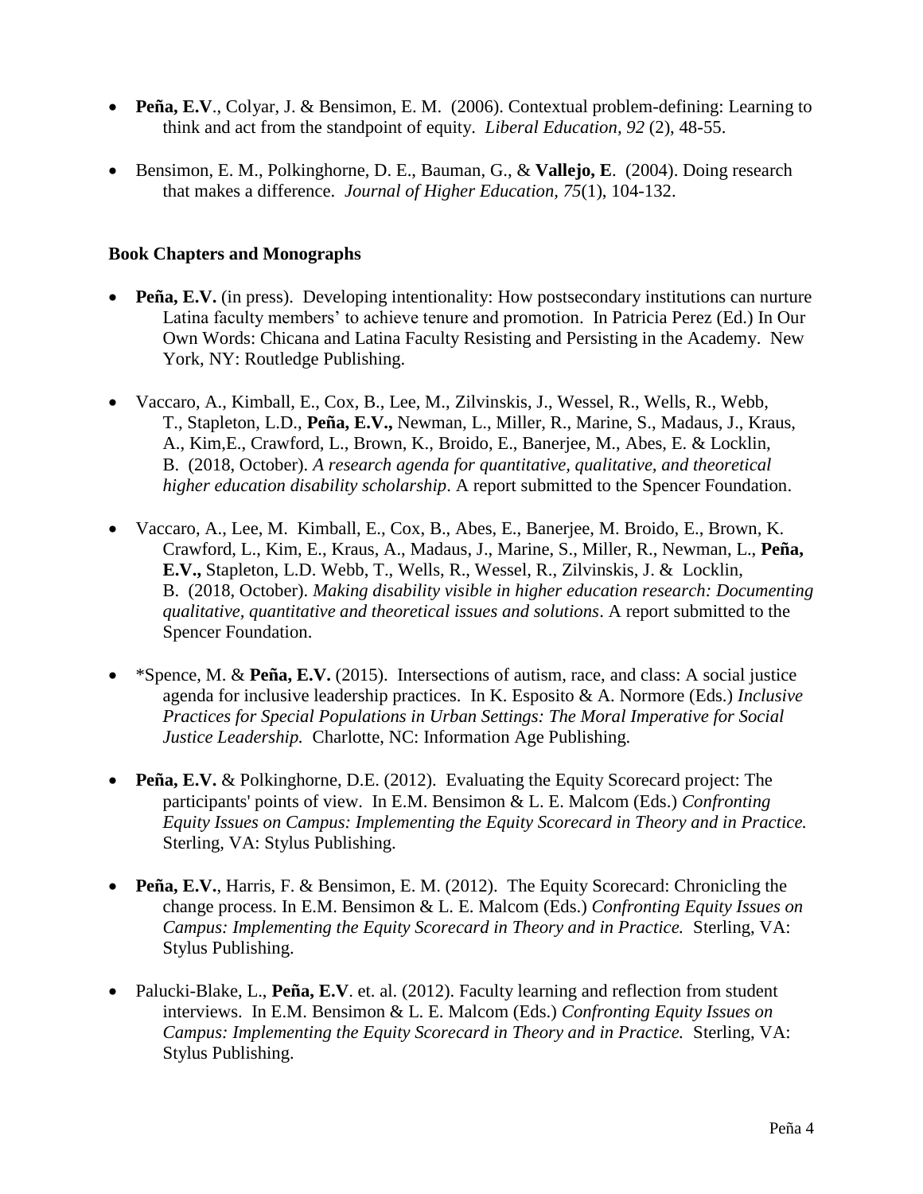- **Peña, E.V**., Colyar, J. & Bensimon, E. M. (2006). Contextual problem-defining: Learning to think and act from the standpoint of equity. *Liberal Education, 92* (2), 48-55.

- Bensimon, E. M., Polkinghorne, D. E., Bauman, G., & **Vallejo, E**. (2004). Doing research that makes a difference. *Journal of Higher Education, 75*(1), 104-132.

**Book Chapters and Monographs**

- **Peña, E.V.** (in press). Developing intentionality: How postsecondary institutions can nurture Latina faculty members' to achieve tenure and promotion. In Patricia Perez (Ed.) In Our Own Words: Chicana and Latina Faculty Resisting and Persisting in the Academy. New York, NY: Routledge Publishing.

- Vaccaro, A., Kimball, E., Cox, B., Lee, M., Zilvinskis, J., Wessel, R., Wells, R., Webb, T., Stapleton, L.D., **Peña, E.V.,** Newman, L., Miller, R., Marine, S., Madaus, J., Kraus, A., Kim,E., Crawford, L., Brown, K., Broido, E., Banerjee, M., Abes, E. & Locklin, B. (2018, October). *A research agenda for quantitative, qualitative, and theoretical higher education disability scholarship*. A report submitted to the Spencer Foundation.

- Vaccaro, A., Lee, M. Kimball, E., Cox, B., Abes, E., Banerjee, M. Broido, E., Brown, K. Crawford, L., Kim, E., Kraus, A., Madaus, J., Marine, S., Miller, R., Newman, L., **Peña, E.V.,** Stapleton, L.D. Webb, T., Wells, R., Wessel, R., Zilvinskis, J. & Locklin, B. (2018, October). *Making disability visible in higher education research: Documenting qualitative, quantitative and theoretical issues and solutions*. A report submitted to the Spencer Foundation.

- *Spence, M. & **Peña, E.V.** (2015). Intersections of autism, race, and class: A social justice agenda for inclusive leadership practices. In K. Esposito & A. Normore (Eds.) *Inclusive Practices for Special Populations in Urban Settings: The Moral Imperative for Social Justice Leadership.* Charlotte, NC: Information Age Publishing.

- **Peña, E.V.** & Polkinghorne, D.E. (2012). Evaluating the Equity Scorecard project: The participants' points of view. In E.M. Bensimon & L. E. Malcom (Eds.) *Confronting Equity Issues on Campus: Implementing the Equity Scorecard in Theory and in Practice.* Sterling, VA: Stylus Publishing.

- **Peña, E.V.**, Harris, F. & Bensimon, E. M. (2012). The Equity Scorecard: Chronicling the change process. In E.M. Bensimon & L. E. Malcom (Eds.) *Confronting Equity Issues on Campus: Implementing the Equity Scorecard in Theory and in Practice.* Sterling, VA: Stylus Publishing.

- Palucki-Blake, L., **Peña, E.V**. et. al. (2012). Faculty learning and reflection from student interviews. In E.M. Bensimon & L. E. Malcom (Eds.) *Confronting Equity Issues on Campus: Implementing the Equity Scorecard in Theory and in Practice.* Sterling, VA: Stylus Publishing.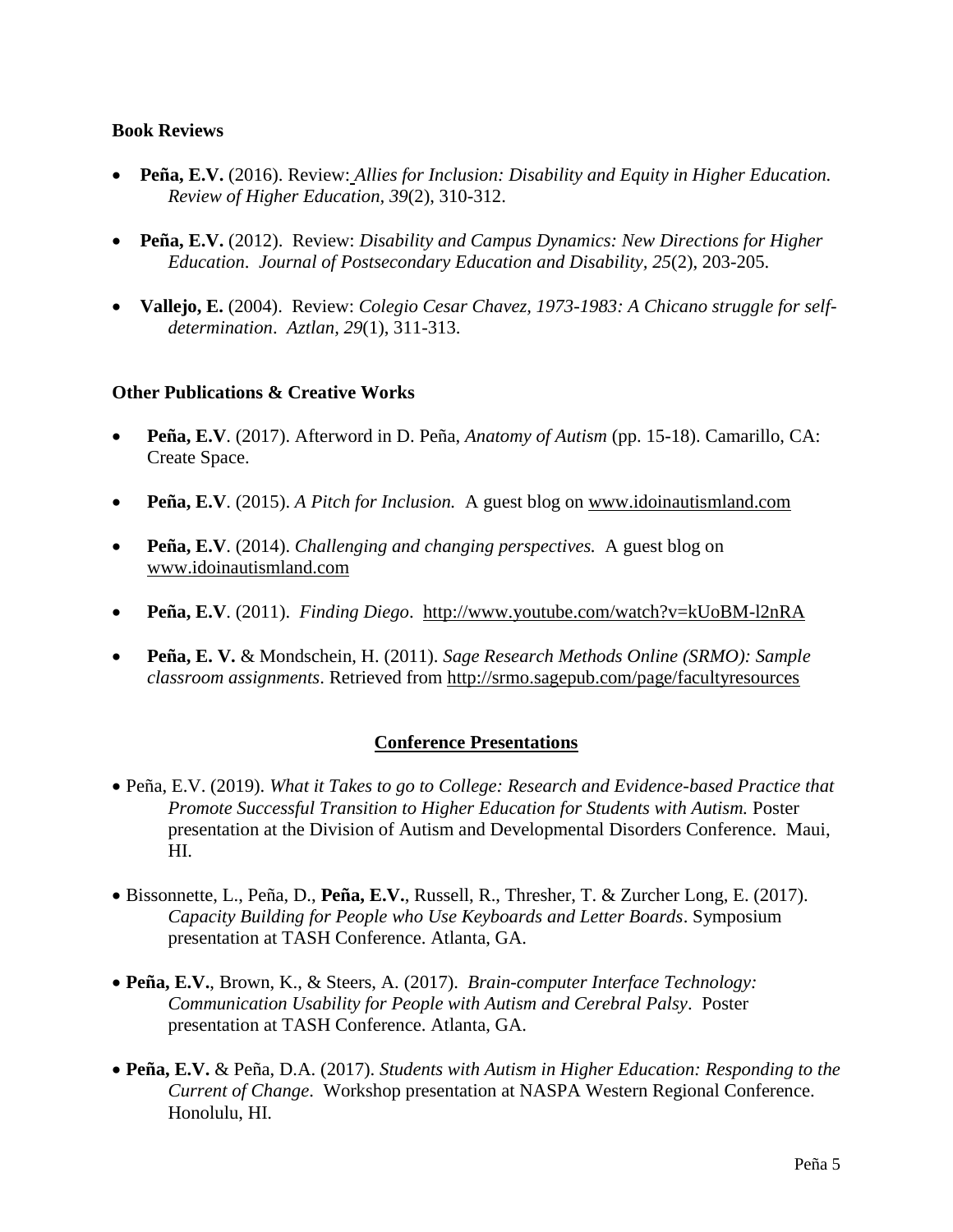### Book Reviews

- **Peña, E.V.** (2016). Review: *Allies for Inclusion: Disability and Equity in Higher Education. Review of Higher Education*, *39*(2), 310-312.

- **Peña, E.V.** (2012). Review: *Disability and Campus Dynamics: New Directions for Higher Education*. *Journal of Postsecondary Education and Disability, 25*(2), 203-205.

- **Vallejo, E.** (2004). Review: *Colegio Cesar Chavez, 1973-1983: A Chicano struggle for self-determination*. *Aztlan, 29*(1), 311-313.

### Other Publications & Creative Works

- **Peña, E.V**. (2017). Afterword in D. Peña, *Anatomy of Autism* (pp. 15-18). Camarillo, CA: Create Space.

- **Peña, E.V**. (2015). *A Pitch for Inclusion.* A guest blog on www.idoinautismland.com

- **Peña, E.V**. (2014). *Challenging and changing perspectives.* A guest blog on www.idoinautismland.com

- **Peña, E.V**. (2011). *Finding Diego*. http://www.youtube.com/watch?v=kUoBM-l2nRA

- **Peña, E. V.** & Mondschein, H. (2011). *Sage Research Methods Online (SRMO): Sample classroom assignments*. Retrieved from http://srmo.sagepub.com/page/facultyresources

## Conference Presentations

- Peña, E.V. (2019). *What it Takes to go to College: Research and Evidence-based Practice that Promote Successful Transition to Higher Education for Students with Autism.* Poster presentation at the Division of Autism and Developmental Disorders Conference. Maui, HI.

- Bissonnette, L., Peña, D., **Peña, E.V.**, Russell, R., Thresher, T. & Zurcher Long, E. (2017). *Capacity Building for People who Use Keyboards and Letter Boards*. Symposium presentation at TASH Conference. Atlanta, GA.

- **Peña, E.V.**, Brown, K., & Steers, A. (2017). *Brain-computer Interface Technology: Communication Usability for People with Autism and Cerebral Palsy*. Poster presentation at TASH Conference. Atlanta, GA.

- **Peña, E.V.** & Peña, D.A. (2017). *Students with Autism in Higher Education: Responding to the Current of Change*. Workshop presentation at NASPA Western Regional Conference. Honolulu, HI.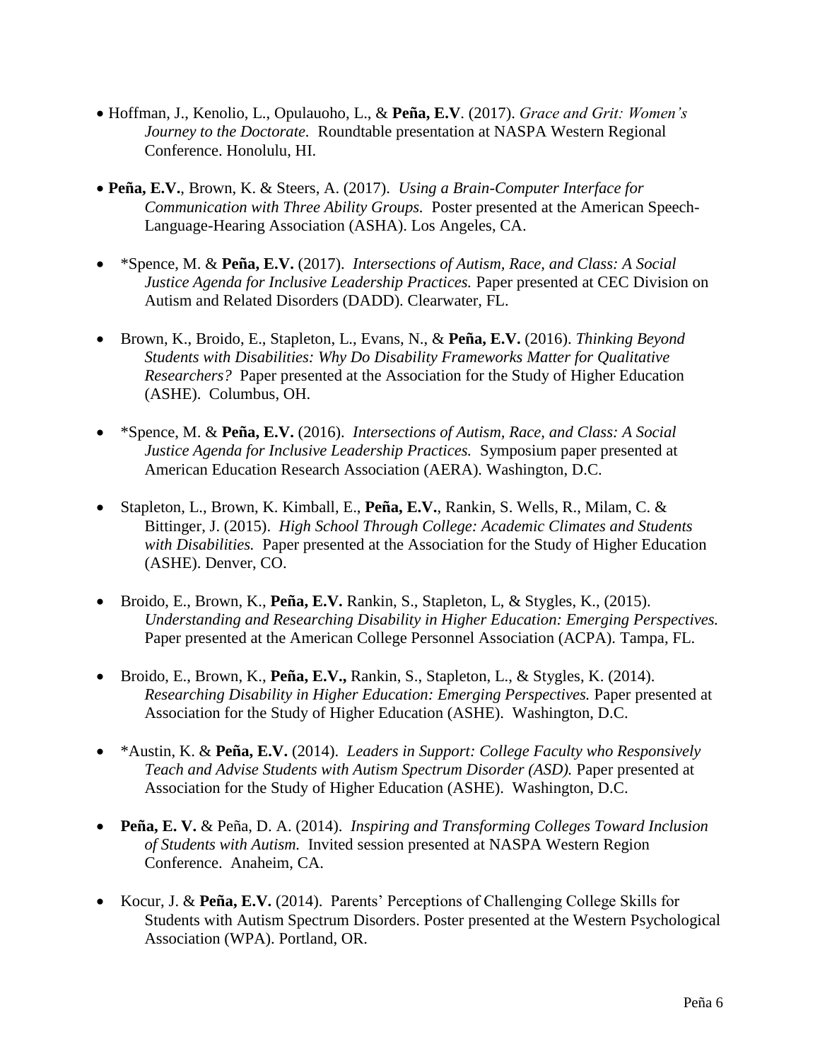- Hoffman, J., Kenolio, L., Opulauoho, L., & **Peña, E.V**. (2017). *Grace and Grit: Women's Journey to the Doctorate.* Roundtable presentation at NASPA Western Regional Conference. Honolulu, HI.

- **Peña, E.V.**, Brown, K. & Steers, A. (2017). *Using a Brain-Computer Interface for Communication with Three Ability Groups.* Poster presented at the American Speech-Language-Hearing Association (ASHA). Los Angeles, CA.

- *Spence, M. & **Peña, E.V.** (2017). *Intersections of Autism, Race, and Class: A Social Justice Agenda for Inclusive Leadership Practices.* Paper presented at CEC Division on Autism and Related Disorders (DADD). Clearwater, FL.

- Brown, K., Broido, E., Stapleton, L., Evans, N., & **Peña, E.V.** (2016). *Thinking Beyond Students with Disabilities: Why Do Disability Frameworks Matter for Qualitative Researchers?* Paper presented at the Association for the Study of Higher Education (ASHE). Columbus, OH.

- *Spence, M. & **Peña, E.V.** (2016). *Intersections of Autism, Race, and Class: A Social Justice Agenda for Inclusive Leadership Practices.* Symposium paper presented at American Education Research Association (AERA). Washington, D.C.

- Stapleton, L., Brown, K. Kimball, E., **Peña, E.V.**, Rankin, S. Wells, R., Milam, C. & Bittinger, J. (2015). *High School Through College: Academic Climates and Students with Disabilities.* Paper presented at the Association for the Study of Higher Education (ASHE). Denver, CO.

- Broido, E., Brown, K., **Peña, E.V.** Rankin, S., Stapleton, L, & Stygles, K., (2015). *Understanding and Researching Disability in Higher Education: Emerging Perspectives.* Paper presented at the American College Personnel Association (ACPA). Tampa, FL.

- Broido, E., Brown, K., **Peña, E.V.,** Rankin, S., Stapleton, L., & Stygles, K. (2014). *Researching Disability in Higher Education: Emerging Perspectives.* Paper presented at Association for the Study of Higher Education (ASHE). Washington, D.C.

- *Austin, K. & **Peña, E.V.** (2014). *Leaders in Support: College Faculty who Responsively Teach and Advise Students with Autism Spectrum Disorder (ASD).* Paper presented at Association for the Study of Higher Education (ASHE). Washington, D.C.

- **Peña, E. V.** & Peña, D. A. (2014). *Inspiring and Transforming Colleges Toward Inclusion of Students with Autism.* Invited session presented at NASPA Western Region Conference. Anaheim, CA.

- Kocur, J. & **Peña, E.V.** (2014). Parents' Perceptions of Challenging College Skills for Students with Autism Spectrum Disorders. Poster presented at the Western Psychological Association (WPA). Portland, OR.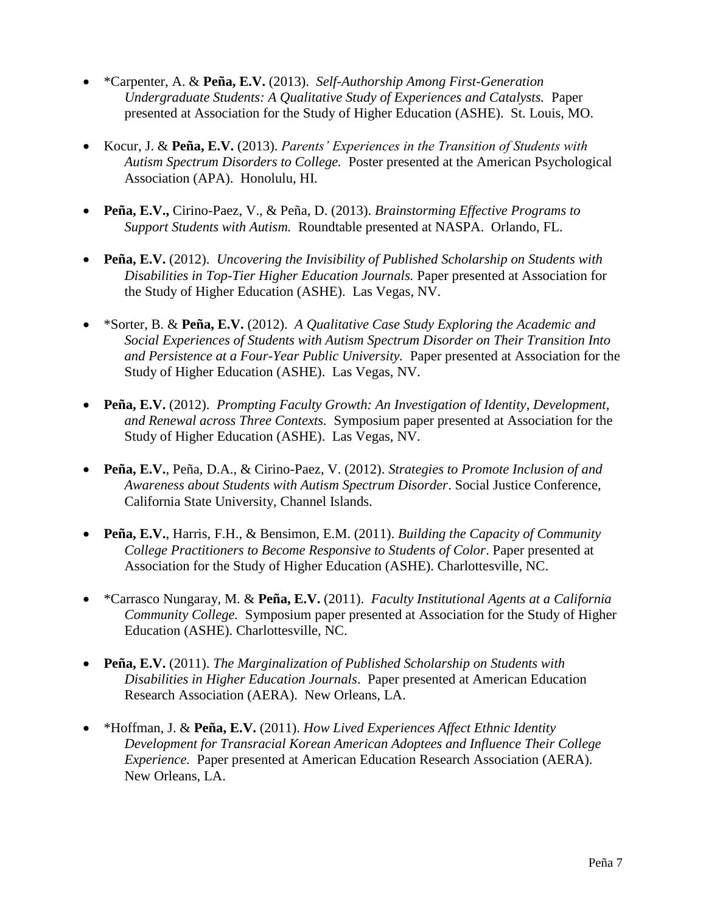- *Carpenter, A. & **Peña, E.V.** (2013). *Self-Authorship Among First-Generation Undergraduate Students: A Qualitative Study of Experiences and Catalysts.* Paper presented at Association for the Study of Higher Education (ASHE). St. Louis, MO.

- Kocur, J. & **Peña, E.V.** (2013). *Parents' Experiences in the Transition of Students with Autism Spectrum Disorders to College.* Poster presented at the American Psychological Association (APA). Honolulu, HI.

- **Peña, E.V.,** Cirino-Paez, V., & Peña, D. (2013). *Brainstorming Effective Programs to Support Students with Autism.* Roundtable presented at NASPA. Orlando, FL.

- **Peña, E.V.** (2012). *Uncovering the Invisibility of Published Scholarship on Students with Disabilities in Top-Tier Higher Education Journals.* Paper presented at Association for the Study of Higher Education (ASHE). Las Vegas, NV.

- *Sorter, B. & **Peña, E.V.** (2012). *A Qualitative Case Study Exploring the Academic and Social Experiences of Students with Autism Spectrum Disorder on Their Transition Into and Persistence at a Four-Year Public University.* Paper presented at Association for the Study of Higher Education (ASHE). Las Vegas, NV.

- **Peña, E.V.** (2012). *Prompting Faculty Growth: An Investigation of Identity, Development, and Renewal across Three Contexts.* Symposium paper presented at Association for the Study of Higher Education (ASHE). Las Vegas, NV.

- **Peña, E.V.**, Peña, D.A., & Cirino-Paez, V. (2012). *Strategies to Promote Inclusion of and Awareness about Students with Autism Spectrum Disorder*. Social Justice Conference, California State University, Channel Islands.

- **Peña, E.V.**, Harris, F.H., & Bensimon, E.M. (2011). *Building the Capacity of Community College Practitioners to Become Responsive to Students of Color*. Paper presented at Association for the Study of Higher Education (ASHE). Charlottesville, NC.

- *Carrasco Nungaray, M. & **Peña, E.V.** (2011). *Faculty Institutional Agents at a California Community College.* Symposium paper presented at Association for the Study of Higher Education (ASHE). Charlottesville, NC.

- **Peña, E.V.** (2011). *The Marginalization of Published Scholarship on Students with Disabilities in Higher Education Journals*. Paper presented at American Education Research Association (AERA). New Orleans, LA.

- *Hoffman, J. & **Peña, E.V.** (2011). *How Lived Experiences Affect Ethnic Identity Development for Transracial Korean American Adoptees and Influence Their College Experience.* Paper presented at American Education Research Association (AERA). New Orleans, LA.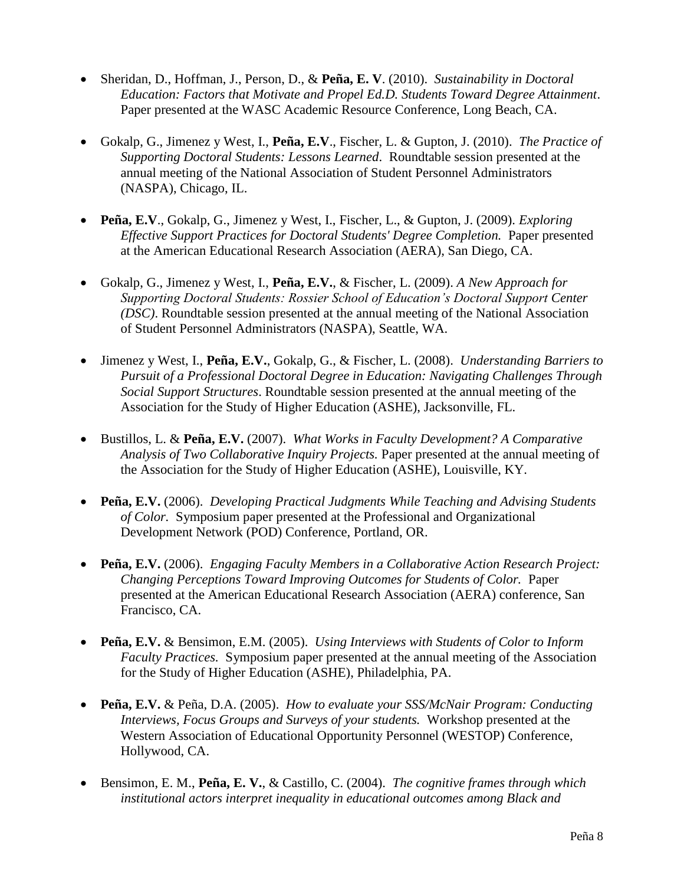- Sheridan, D., Hoffman, J., Person, D., & **Peña, E. V**. (2010). *Sustainability in Doctoral Education: Factors that Motivate and Propel Ed.D. Students Toward Degree Attainment*. Paper presented at the WASC Academic Resource Conference, Long Beach, CA.

- Gokalp, G., Jimenez y West, I., **Peña, E.V**., Fischer, L. & Gupton, J. (2010). *The Practice of Supporting Doctoral Students: Lessons Learned*. Roundtable session presented at the annual meeting of the National Association of Student Personnel Administrators (NASPA), Chicago, IL.

- **Peña, E.V**., Gokalp, G., Jimenez y West, I., Fischer, L., & Gupton, J. (2009). *Exploring Effective Support Practices for Doctoral Students' Degree Completion.* Paper presented at the American Educational Research Association (AERA), San Diego, CA.

- Gokalp, G., Jimenez y West, I., **Peña, E.V.**, & Fischer, L. (2009). *A New Approach for Supporting Doctoral Students: Rossier School of Education's Doctoral Support Center (DSC)*. Roundtable session presented at the annual meeting of the National Association of Student Personnel Administrators (NASPA), Seattle, WA.

- Jimenez y West, I., **Peña, E.V.**, Gokalp, G., & Fischer, L. (2008). *Understanding Barriers to Pursuit of a Professional Doctoral Degree in Education: Navigating Challenges Through Social Support Structures*. Roundtable session presented at the annual meeting of the Association for the Study of Higher Education (ASHE), Jacksonville, FL.

- Bustillos, L. & **Peña, E.V.** (2007). *What Works in Faculty Development? A Comparative Analysis of Two Collaborative Inquiry Projects.* Paper presented at the annual meeting of the Association for the Study of Higher Education (ASHE), Louisville, KY.

- **Peña, E.V.** (2006). *Developing Practical Judgments While Teaching and Advising Students of Color.* Symposium paper presented at the Professional and Organizational Development Network (POD) Conference, Portland, OR.

- **Peña, E.V.** (2006). *Engaging Faculty Members in a Collaborative Action Research Project: Changing Perceptions Toward Improving Outcomes for Students of Color.* Paper presented at the American Educational Research Association (AERA) conference, San Francisco, CA.

- **Peña, E.V.** & Bensimon, E.M. (2005). *Using Interviews with Students of Color to Inform Faculty Practices.* Symposium paper presented at the annual meeting of the Association for the Study of Higher Education (ASHE), Philadelphia, PA.

- **Peña, E.V.** & Peña, D.A. (2005). *How to evaluate your SSS/McNair Program: Conducting Interviews, Focus Groups and Surveys of your students.* Workshop presented at the Western Association of Educational Opportunity Personnel (WESTOP) Conference, Hollywood, CA.

- Bensimon, E. M., **Peña, E. V.**, & Castillo, C. (2004). *The cognitive frames through which institutional actors interpret inequality in educational outcomes among Black and*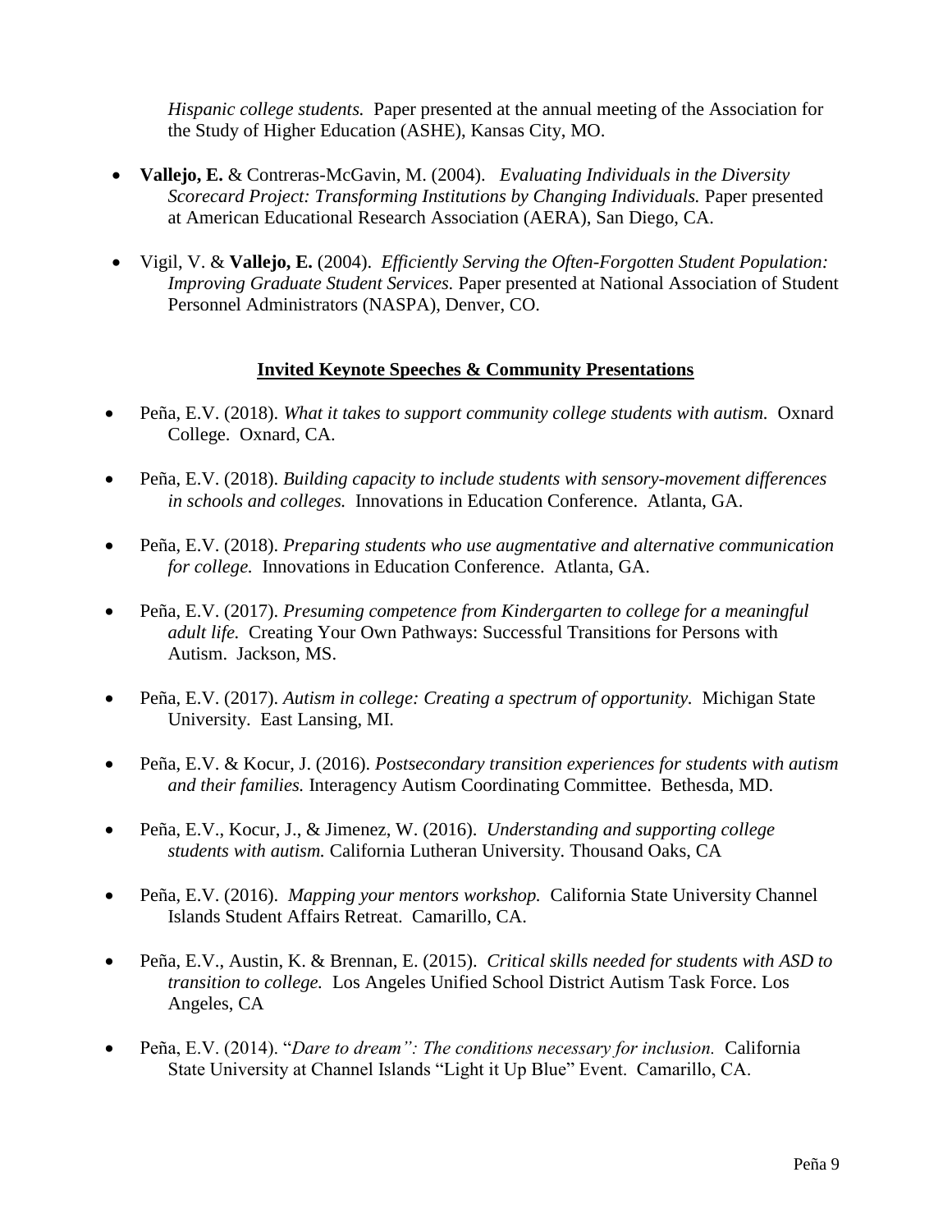*Hispanic college students.* Paper presented at the annual meeting of the Association for the Study of Higher Education (ASHE), Kansas City, MO.

- **Vallejo, E.** & Contreras-McGavin, M. (2004). *Evaluating Individuals in the Diversity Scorecard Project: Transforming Institutions by Changing Individuals.* Paper presented at American Educational Research Association (AERA), San Diego, CA.

- Vigil, V. & **Vallejo, E.** (2004). *Efficiently Serving the Often-Forgotten Student Population: Improving Graduate Student Services.* Paper presented at National Association of Student Personnel Administrators (NASPA), Denver, CO.

## Invited Keynote Speeches & Community Presentations

- Peña, E.V. (2018). *What it takes to support community college students with autism.* Oxnard College. Oxnard, CA.

- Peña, E.V. (2018). *Building capacity to include students with sensory-movement differences in schools and colleges.* Innovations in Education Conference. Atlanta, GA.

- Peña, E.V. (2018). *Preparing students who use augmentative and alternative communication for college.* Innovations in Education Conference. Atlanta, GA.

- Peña, E.V. (2017). *Presuming competence from Kindergarten to college for a meaningful adult life.* Creating Your Own Pathways: Successful Transitions for Persons with Autism. Jackson, MS.

- Peña, E.V. (2017). *Autism in college: Creating a spectrum of opportunity.* Michigan State University. East Lansing, MI.

- Peña, E.V. & Kocur, J. (2016). *Postsecondary transition experiences for students with autism and their families.* Interagency Autism Coordinating Committee. Bethesda, MD.

- Peña, E.V., Kocur, J., & Jimenez, W. (2016). *Understanding and supporting college students with autism.* California Lutheran University. Thousand Oaks, CA

- Peña, E.V. (2016). *Mapping your mentors workshop.* California State University Channel Islands Student Affairs Retreat. Camarillo, CA.

- Peña, E.V., Austin, K. & Brennan, E. (2015). *Critical skills needed for students with ASD to transition to college.* Los Angeles Unified School District Autism Task Force. Los Angeles, CA

- Peña, E.V. (2014). "*Dare to dream": The conditions necessary for inclusion.* California State University at Channel Islands "Light it Up Blue" Event. Camarillo, CA.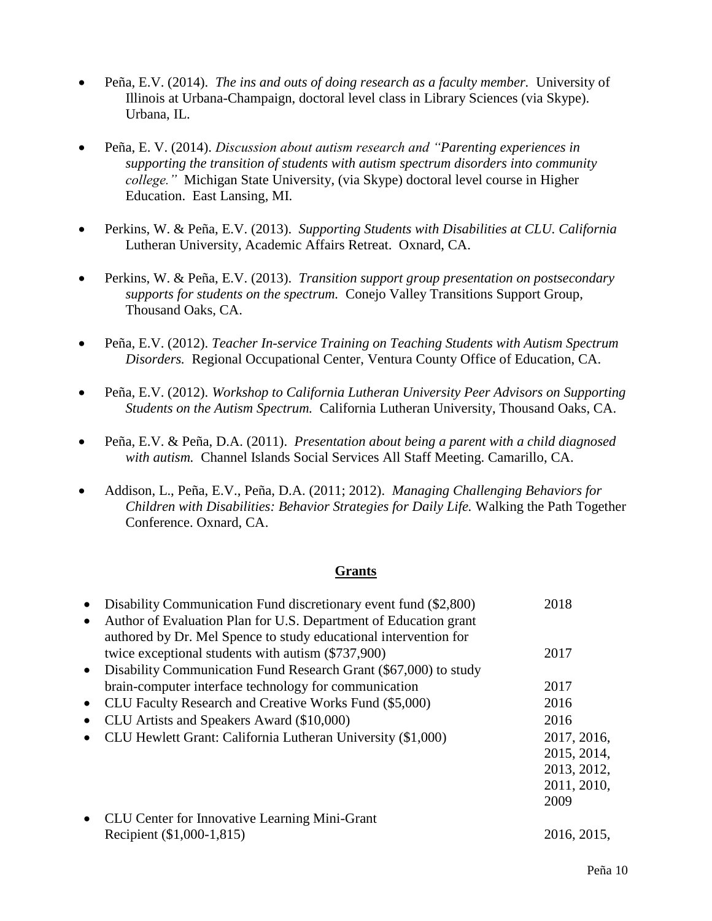- Peña, E.V. (2014). *The ins and outs of doing research as a faculty member.* University of Illinois at Urbana-Champaign, doctoral level class in Library Sciences (via Skype). Urbana, IL.

- Peña, E. V. (2014). *Discussion about autism research and "Parenting experiences in supporting the transition of students with autism spectrum disorders into community college."* Michigan State University, (via Skype) doctoral level course in Higher Education. East Lansing, MI.

- Perkins, W. & Peña, E.V. (2013). *Supporting Students with Disabilities at CLU. California* Lutheran University, Academic Affairs Retreat. Oxnard, CA.

- Perkins, W. & Peña, E.V. (2013). *Transition support group presentation on postsecondary supports for students on the spectrum.* Conejo Valley Transitions Support Group, Thousand Oaks, CA.

- Peña, E.V. (2012). *Teacher In-service Training on Teaching Students with Autism Spectrum Disorders.* Regional Occupational Center, Ventura County Office of Education, CA.

- Peña, E.V. (2012). *Workshop to California Lutheran University Peer Advisors on Supporting Students on the Autism Spectrum.* California Lutheran University, Thousand Oaks, CA.

- Peña, E.V. & Peña, D.A. (2011). *Presentation about being a parent with a child diagnosed with autism.* Channel Islands Social Services All Staff Meeting. Camarillo, CA.

- Addison, L., Peña, E.V., Peña, D.A. (2011; 2012). *Managing Challenging Behaviors for Children with Disabilities: Behavior Strategies for Daily Life.* Walking the Path Together Conference. Oxnard, CA.

## **Grants**

- Disability Communication Fund discretionary event fund ($2,800) — 2018
- Author of Evaluation Plan for U.S. Department of Education grant authored by Dr. Mel Spence to study educational intervention for twice exceptional students with autism ($737,900) — 2017
- Disability Communication Fund Research Grant ($67,000) to study brain-computer interface technology for communication — 2017
- CLU Faculty Research and Creative Works Fund ($5,000) — 2016
- CLU Artists and Speakers Award ($10,000) — 2016
- CLU Hewlett Grant: California Lutheran University ($1,000) — 2017, 2016, 2015, 2014, 2013, 2012, 2011, 2010, 2009
- CLU Center for Innovative Learning Mini-Grant Recipient ($1,000-1,815) — 2016, 2015,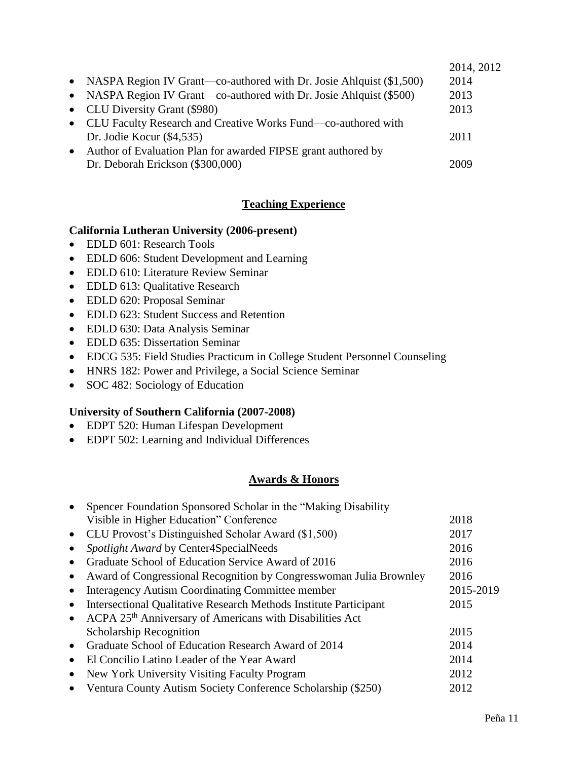2014, 2012

- NASPA Region IV Grant—co-authored with Dr. Josie Ahlquist ($1,500) 2014
- NASPA Region IV Grant—co-authored with Dr. Josie Ahlquist ($500) 2013
- CLU Diversity Grant ($980) 2013
- CLU Faculty Research and Creative Works Fund—co-authored with Dr. Jodie Kocur ($4,535) 2011
- Author of Evaluation Plan for awarded FIPSE grant authored by Dr. Deborah Erickson ($300,000) 2009

## Teaching Experience

**California Lutheran University (2006-present)**

- EDLD 601: Research Tools
- EDLD 606: Student Development and Learning
- EDLD 610: Literature Review Seminar
- EDLD 613: Qualitative Research
- EDLD 620: Proposal Seminar
- EDLD 623: Student Success and Retention
- EDLD 630: Data Analysis Seminar
- EDLD 635: Dissertation Seminar
- EDCG 535: Field Studies Practicum in College Student Personnel Counseling
- HNRS 182: Power and Privilege, a Social Science Seminar
- SOC 482: Sociology of Education

**University of Southern California (2007-2008)**

- EDPT 520: Human Lifespan Development
- EDPT 502: Learning and Individual Differences

## Awards & Honors

- Spencer Foundation Sponsored Scholar in the "Making Disability Visible in Higher Education" Conference 2018
- CLU Provost's Distinguished Scholar Award ($1,500) 2017
- *Spotlight Award* by Center4SpecialNeeds 2016
- Graduate School of Education Service Award of 2016 2016
- Award of Congressional Recognition by Congresswoman Julia Brownley 2016
- Interagency Autism Coordinating Committee member 2015-2019
- Intersectional Qualitative Research Methods Institute Participant 2015
- ACPA 25th Anniversary of Americans with Disabilities Act Scholarship Recognition 2015
- Graduate School of Education Research Award of 2014 2014
- El Concilio Latino Leader of the Year Award 2014
- New York University Visiting Faculty Program 2012
- Ventura County Autism Society Conference Scholarship ($250) 2012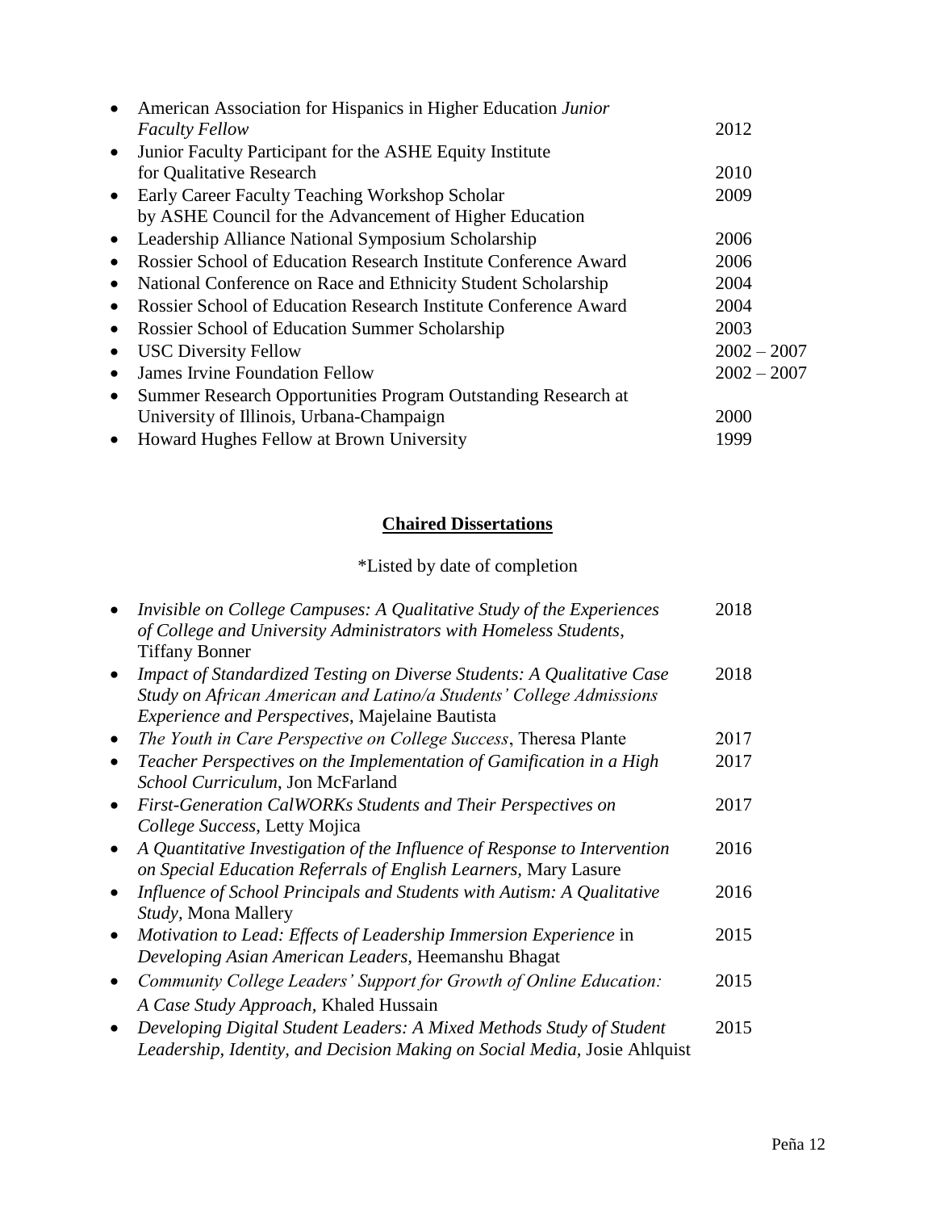- American Association for Hispanics in Higher Education *Junior Faculty Fellow* 2012
- Junior Faculty Participant for the ASHE Equity Institute for Qualitative Research 2010
- Early Career Faculty Teaching Workshop Scholar by ASHE Council for the Advancement of Higher Education 2009
- Leadership Alliance National Symposium Scholarship 2006
- Rossier School of Education Research Institute Conference Award 2006
- National Conference on Race and Ethnicity Student Scholarship 2004
- Rossier School of Education Research Institute Conference Award 2004
- Rossier School of Education Summer Scholarship 2003
- USC Diversity Fellow 2002 – 2007
- James Irvine Foundation Fellow 2002 – 2007
- Summer Research Opportunities Program Outstanding Research at University of Illinois, Urbana-Champaign 2000
- Howard Hughes Fellow at Brown University 1999

## Chaired Dissertations

*Listed by date of completion

- *Invisible on College Campuses: A Qualitative Study of the Experiences of College and University Administrators with Homeless Students*, Tiffany Bonner 2018
- *Impact of Standardized Testing on Diverse Students: A Qualitative Case Study on African American and Latino/a Students' College Admissions Experience and Perspectives*, Majelaine Bautista 2018
- *The Youth in Care Perspective on College Success*, Theresa Plante 2017
- *Teacher Perspectives on the Implementation of Gamification in a High School Curriculum*, Jon McFarland 2017
- *First-Generation CalWORKs Students and Their Perspectives on College Success*, Letty Mojica 2017
- *A Quantitative Investigation of the Influence of Response to Intervention on Special Education Referrals of English Learners,* Mary Lasure 2016
- *Influence of School Principals and Students with Autism: A Qualitative Study*, Mona Mallery 2016
- *Motivation to Lead: Effects of Leadership Immersion Experience* in *Developing Asian American Leaders,* Heemanshu Bhagat 2015
- *Community College Leaders' Support for Growth of Online Education: A Case Study Approach,* Khaled Hussain 2015
- *Developing Digital Student Leaders: A Mixed Methods Study of Student Leadership, Identity, and Decision Making on Social Media,* Josie Ahlquist 2015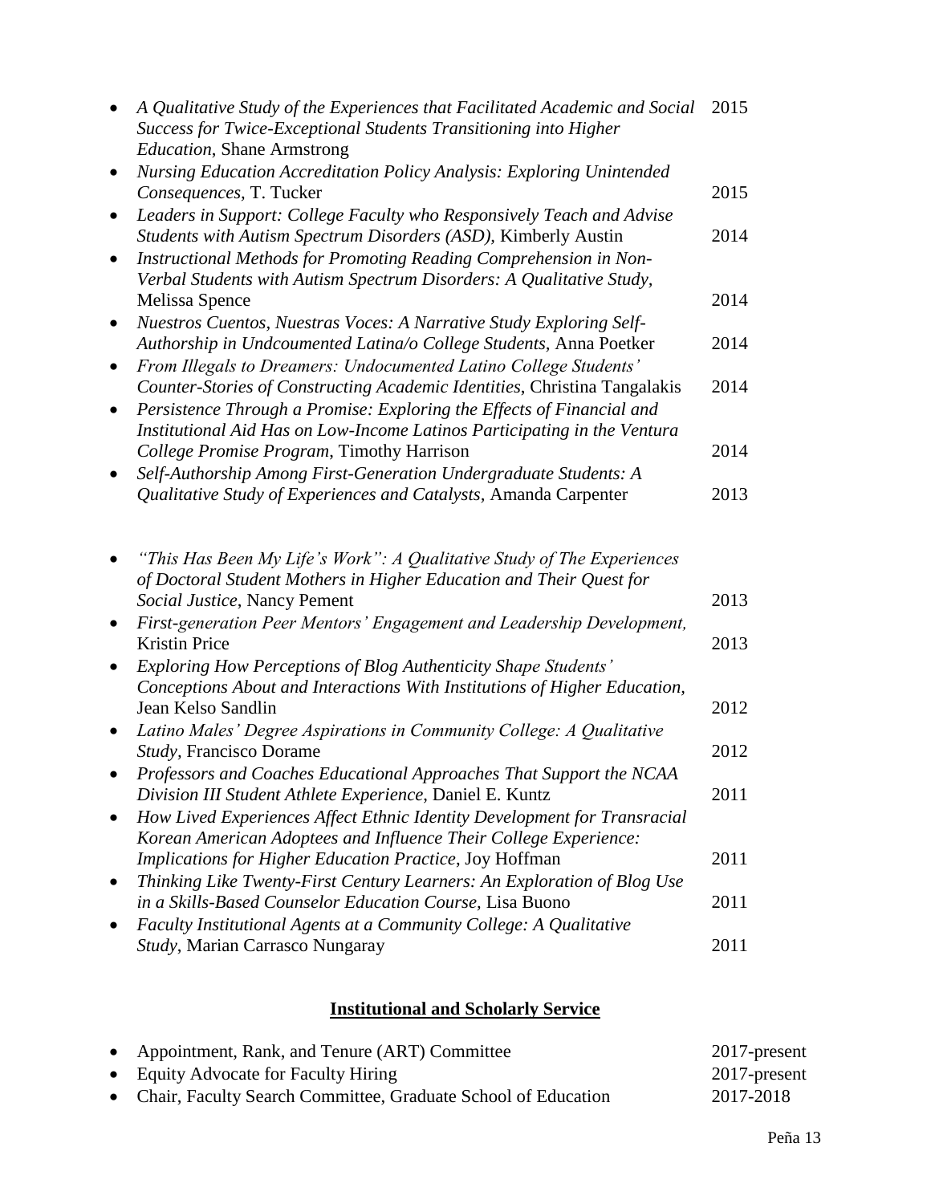- *A Qualitative Study of the Experiences that Facilitated Academic and Social Success for Twice-Exceptional Students Transitioning into Higher Education*, Shane Armstrong 2015
- *Nursing Education Accreditation Policy Analysis: Exploring Unintended Consequences*, T. Tucker 2015
- *Leaders in Support: College Faculty who Responsively Teach and Advise Students with Autism Spectrum Disorders (ASD)*, Kimberly Austin 2014
- *Instructional Methods for Promoting Reading Comprehension in Non-Verbal Students with Autism Spectrum Disorders: A Qualitative Study*, Melissa Spence 2014
- *Nuestros Cuentos, Nuestras Voces: A Narrative Study Exploring Self-Authorship in Undcoumented Latina/o College Students*, Anna Poetker 2014
- *From Illegals to Dreamers: Undocumented Latino College Students' Counter-Stories of Constructing Academic Identities*, Christina Tangalakis 2014
- *Persistence Through a Promise: Exploring the Effects of Financial and Institutional Aid Has on Low-Income Latinos Participating in the Ventura College Promise Program*, Timothy Harrison 2014
- *Self-Authorship Among First-Generation Undergraduate Students: A Qualitative Study of Experiences and Catalysts*, Amanda Carpenter 2013

- *"This Has Been My Life's Work": A Qualitative Study of The Experiences of Doctoral Student Mothers in Higher Education and Their Quest for Social Justice*, Nancy Pement 2013
- *First-generation Peer Mentors' Engagement and Leadership Development*, Kristin Price 2013
- *Exploring How Perceptions of Blog Authenticity Shape Students' Conceptions About and Interactions With Institutions of Higher Education*, Jean Kelso Sandlin 2012
- *Latino Males' Degree Aspirations in Community College: A Qualitative Study*, Francisco Dorame 2012
- *Professors and Coaches Educational Approaches That Support the NCAA Division III Student Athlete Experience*, Daniel E. Kuntz 2011
- *How Lived Experiences Affect Ethnic Identity Development for Transracial Korean American Adoptees and Influence Their College Experience: Implications for Higher Education Practice*, Joy Hoffman 2011
- *Thinking Like Twenty-First Century Learners: An Exploration of Blog Use in a Skills-Based Counselor Education Course*, Lisa Buono 2011
- *Faculty Institutional Agents at a Community College: A Qualitative Study*, Marian Carrasco Nungaray 2011

## Institutional and Scholarly Service

- Appointment, Rank, and Tenure (ART) Committee 2017-present
- Equity Advocate for Faculty Hiring 2017-present
- Chair, Faculty Search Committee, Graduate School of Education 2017-2018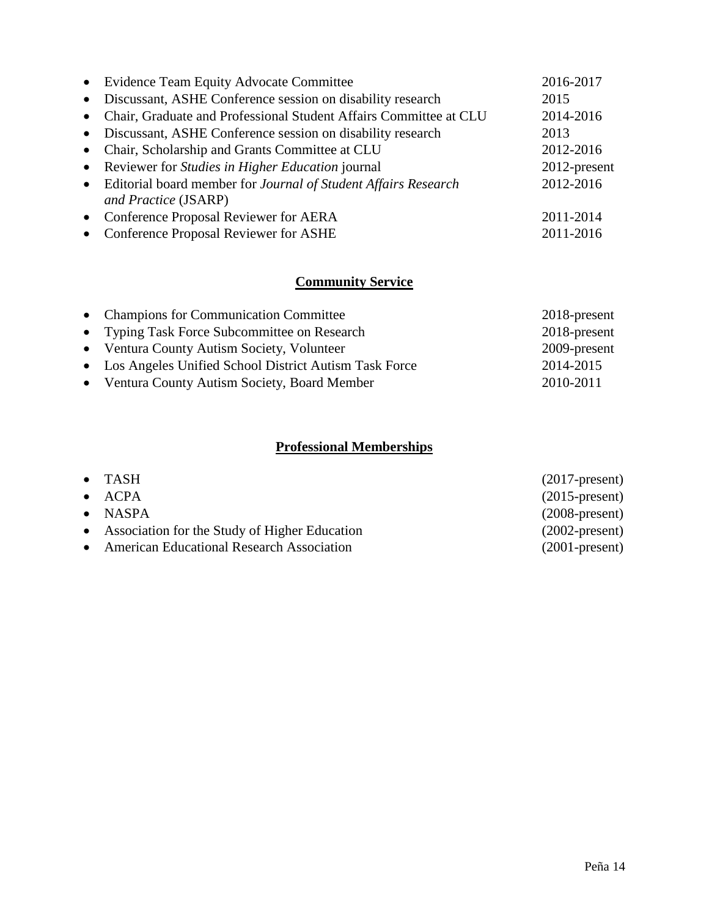- Evidence Team Equity Advocate Committee 2016-2017
- Discussant, ASHE Conference session on disability research 2015
- Chair, Graduate and Professional Student Affairs Committee at CLU 2014-2016
- Discussant, ASHE Conference session on disability research 2013
- Chair, Scholarship and Grants Committee at CLU 2012-2016
- Reviewer for *Studies in Higher Education* journal 2012-present
- Editorial board member for *Journal of Student Affairs Research and Practice* (JSARP) 2012-2016
- Conference Proposal Reviewer for AERA 2011-2014
- Conference Proposal Reviewer for ASHE 2011-2016

## Community Service

- Champions for Communication Committee 2018-present
- Typing Task Force Subcommittee on Research 2018-present
- Ventura County Autism Society, Volunteer 2009-present
- Los Angeles Unified School District Autism Task Force 2014-2015
- Ventura County Autism Society, Board Member 2010-2011

## Professional Memberships

- TASH (2017-present)
- ACPA (2015-present)
- NASPA (2008-present)
- Association for the Study of Higher Education (2002-present)
- American Educational Research Association (2001-present)